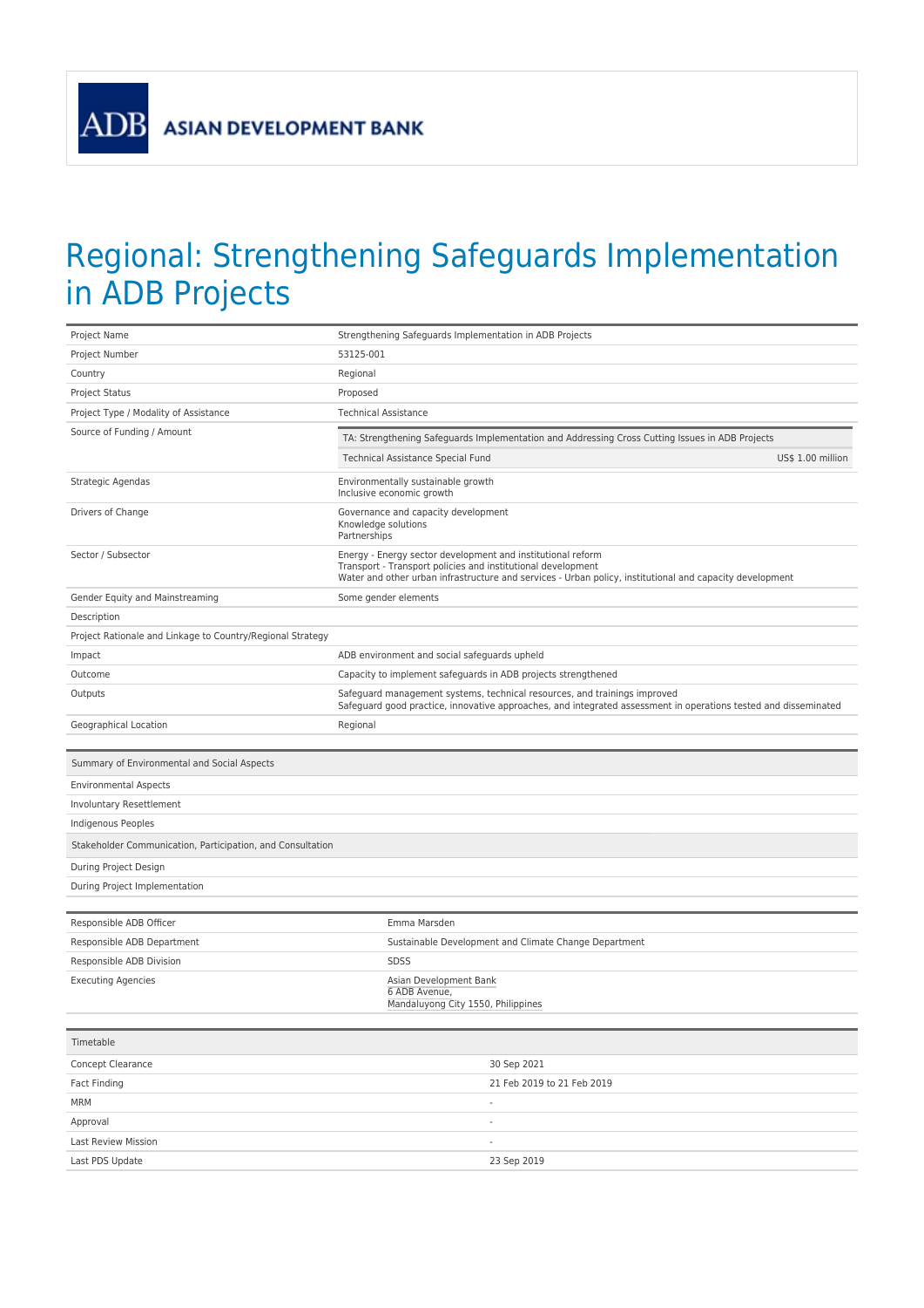ADB ASIAN DEVELOPMENT BANK

# Regional: Strengthening Safeguards Implementation in ADB Projects

| | |
|---|---|
| Project Name | Strengthening Safeguards Implementation in ADB Projects |
| Project Number | 53125-001 |
| Country | Regional |
| Project Status | Proposed |
| Project Type / Modality of Assistance | Technical Assistance |
| Source of Funding / Amount | TA: Strengthening Safeguards Implementation and Addressing Cross Cutting Issues in ADB Projects<br>Technical Assistance Special Fund — US$ 1.00 million |
| Strategic Agendas | Environmentally sustainable growth<br>Inclusive economic growth |
| Drivers of Change | Governance and capacity development<br>Knowledge solutions<br>Partnerships |
| Sector / Subsector | Energy - Energy sector development and institutional reform<br>Transport - Transport policies and institutional development<br>Water and other urban infrastructure and services - Urban policy, institutional and capacity development |
| Gender Equity and Mainstreaming | Some gender elements |
| Description | |
| Project Rationale and Linkage to Country/Regional Strategy | |
| Impact | ADB environment and social safeguards upheld |
| Outcome | Capacity to implement safeguards in ADB projects strengthened |
| Outputs | Safeguard management systems, technical resources, and trainings improved<br>Safeguard good practice, innovative approaches, and integrated assessment in operations tested and disseminated |
| Geographical Location | Regional |

| Summary of Environmental and Social Aspects | |
|---|---|
| Environmental Aspects | |
| Involuntary Resettlement | |
| Indigenous Peoples | |
| **Stakeholder Communication, Participation, and Consultation** | |
| During Project Design | |
| During Project Implementation | |

| | |
|---|---|
| Responsible ADB Officer | Emma Marsden |
| Responsible ADB Department | Sustainable Development and Climate Change Department |
| Responsible ADB Division | SDSS |
| Executing Agencies | Asian Development Bank<br>6 ADB Avenue,<br>Mandaluyong City 1550, Philippines |

| Timetable | |
|---|---|
| Concept Clearance | 30 Sep 2021 |
| Fact Finding | 21 Feb 2019 to 21 Feb 2019 |
| MRM | - |
| Approval | - |
| Last Review Mission | - |
| Last PDS Update | 23 Sep 2019 |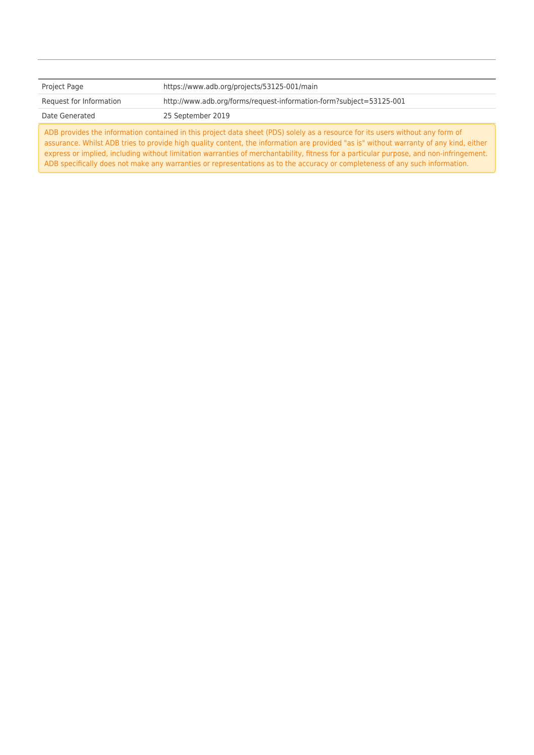| | |
|---|---|
| Project Page | https://www.adb.org/projects/53125-001/main |
| Request for Information | http://www.adb.org/forms/request-information-form?subject=53125-001 |
| Date Generated | 25 September 2019 |

ADB provides the information contained in this project data sheet (PDS) solely as a resource for its users without any form of assurance. Whilst ADB tries to provide high quality content, the information are provided "as is" without warranty of any kind, either express or implied, including without limitation warranties of merchantability, fitness for a particular purpose, and non-infringement. ADB specifically does not make any warranties or representations as to the accuracy or completeness of any such information.